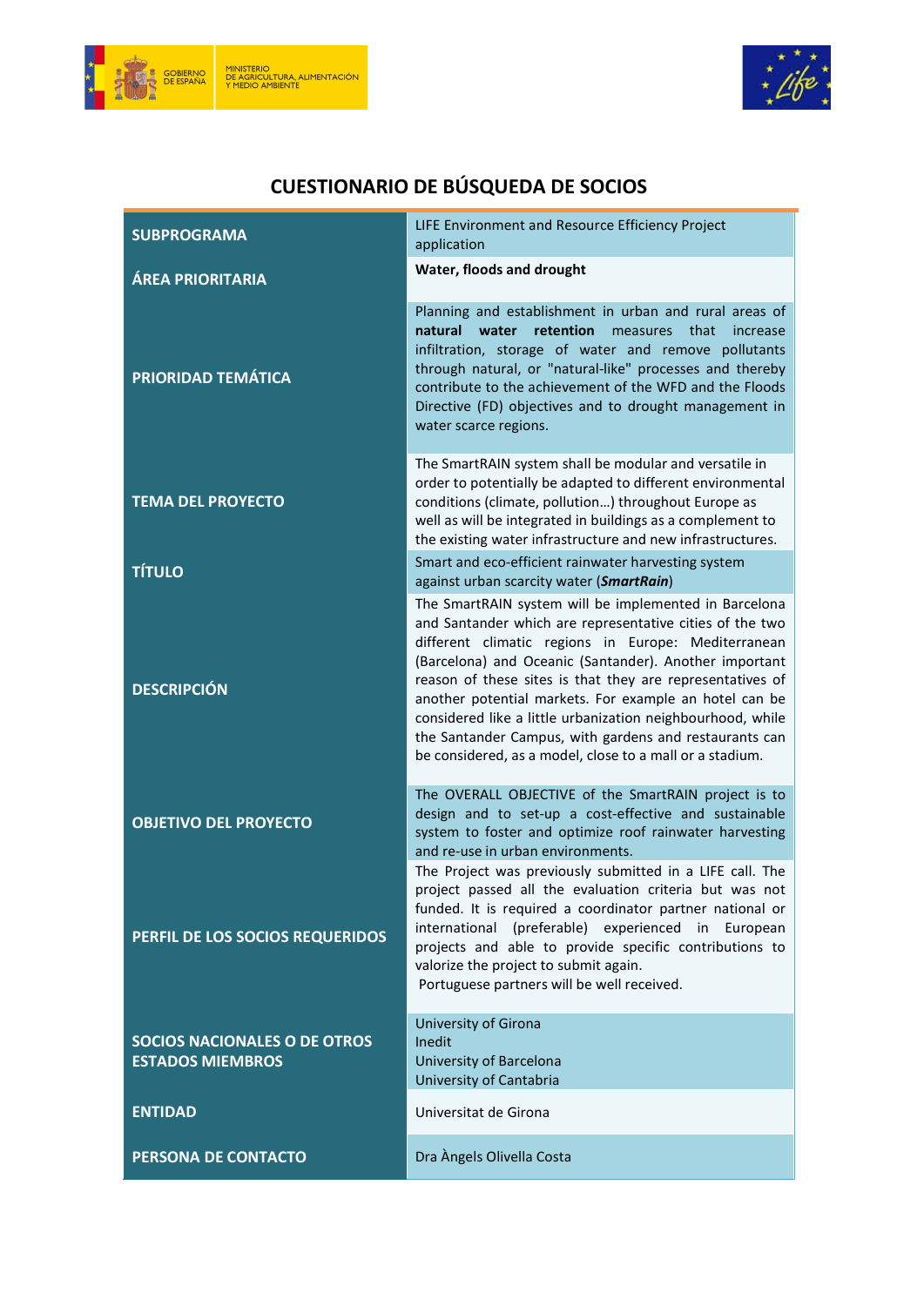# CUESTIONARIO DE BÚSQUEDA DE SOCIOS

| | |
|---|---|
| **SUBPROGRAMA** | LIFE Environment and Resource Efficiency Project application |
| **ÁREA PRIORITARIA** | **Water, floods and drought** |
| **PRIORIDAD TEMÁTICA** | Planning and establishment in urban and rural areas of **natural water retention** measures that increase infiltration, storage of water and remove pollutants through natural, or "natural-like" processes and thereby contribute to the achievement of the WFD and the Floods Directive (FD) objectives and to drought management in water scarce regions. |
| **TEMA DEL PROYECTO** | The SmartRAIN system shall be modular and versatile in order to potentially be adapted to different environmental conditions (climate, pollution…) throughout Europe as well as will be integrated in buildings as a complement to the existing water infrastructure and new infrastructures. |
| **TÍTULO** | Smart and eco-efficient rainwater harvesting system against urban scarcity water (***SmartRain***) |
| **DESCRIPCIÓN** | The SmartRAIN system will be implemented in Barcelona and Santander which are representative cities of the two different climatic regions in Europe: Mediterranean (Barcelona) and Oceanic (Santander). Another important reason of these sites is that they are representatives of another potential markets. For example an hotel can be considered like a little urbanization neighbourhood, while the Santander Campus, with gardens and restaurants can be considered, as a model, close to a mall or a stadium. |
| **OBJETIVO DEL PROYECTO** | The OVERALL OBJECTIVE of the SmartRAIN project is to design and to set-up a cost-effective and sustainable system to foster and optimize roof rainwater harvesting and re-use in urban environments. |
| **PERFIL DE LOS SOCIOS REQUERIDOS** | The Project was previously submitted in a LIFE call. The project passed all the evaluation criteria but was not funded. It is required a coordinator partner national or international (preferable) experienced in European projects and able to provide specific contributions to valorize the project to submit again.<br>Portuguese partners will be well received. |
| **SOCIOS NACIONALES O DE OTROS ESTADOS MIEMBROS** | University of Girona<br>Inedit<br>University of Barcelona<br>University of Cantabria |
| **ENTIDAD** | Universitat de Girona |
| **PERSONA DE CONTACTO** | Dra Àngels Olivella Costa |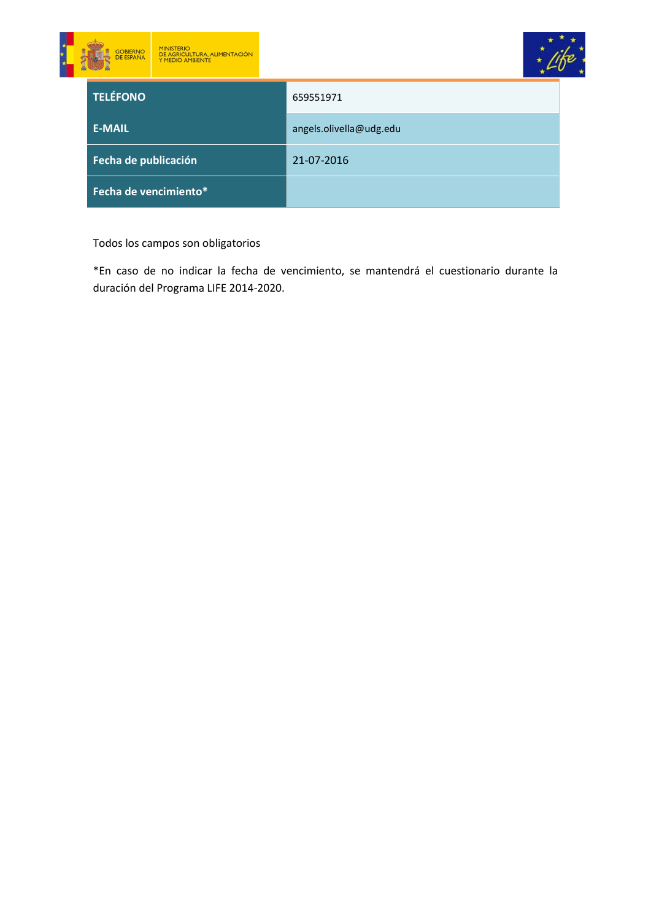| | |
|---|---|
| **TELÉFONO** | 659551971 |
| **E-MAIL** | angels.olivella@udg.edu |
| **Fecha de publicación** | 21-07-2016 |
| **Fecha de vencimiento*** | |

Todos los campos son obligatorios

*En caso de no indicar la fecha de vencimiento, se mantendrá el cuestionario durante la duración del Programa LIFE 2014-2020.